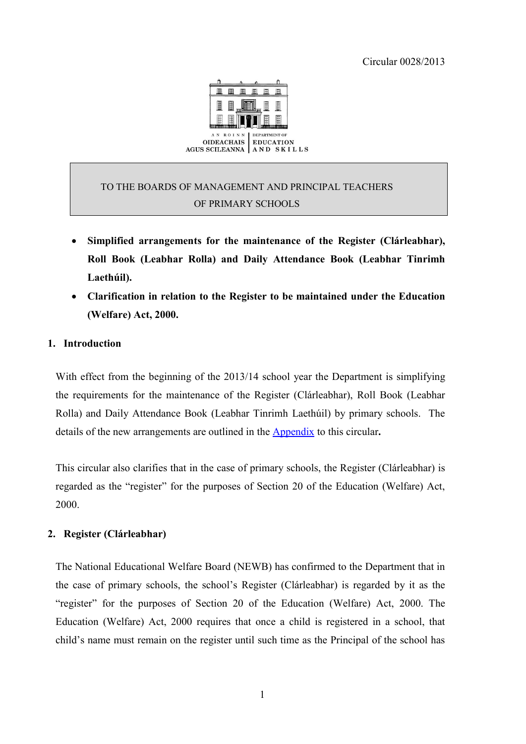Circular 0028/2013

AN ROINN OIDEACHAIS AGUS SCILEANNA | DEPARTMENT OF EDUCATION AND SKILLS

TO THE BOARDS OF MANAGEMENT AND PRINCIPAL TEACHERS OF PRIMARY SCHOOLS

- **Simplified arrangements for the maintenance of the Register (Clárleabhar), Roll Book (Leabhar Rolla) and Daily Attendance Book (Leabhar Tinrimh Laethúil).**
- **Clarification in relation to the Register to be maintained under the Education (Welfare) Act, 2000.**

## 1. Introduction

With effect from the beginning of the 2013/14 school year the Department is simplifying the requirements for the maintenance of the Register (Clárleabhar), Roll Book (Leabhar Rolla) and Daily Attendance Book (Leabhar Tinrimh Laethúil) by primary schools. The details of the new arrangements are outlined in the Appendix to this circular**.**

This circular also clarifies that in the case of primary schools, the Register (Clárleabhar) is regarded as the "register" for the purposes of Section 20 of the Education (Welfare) Act, 2000.

## 2. Register (Clárleabhar)

The National Educational Welfare Board (NEWB) has confirmed to the Department that in the case of primary schools, the school's Register (Clárleabhar) is regarded by it as the "register" for the purposes of Section 20 of the Education (Welfare) Act, 2000. The Education (Welfare) Act, 2000 requires that once a child is registered in a school, that child's name must remain on the register until such time as the Principal of the school has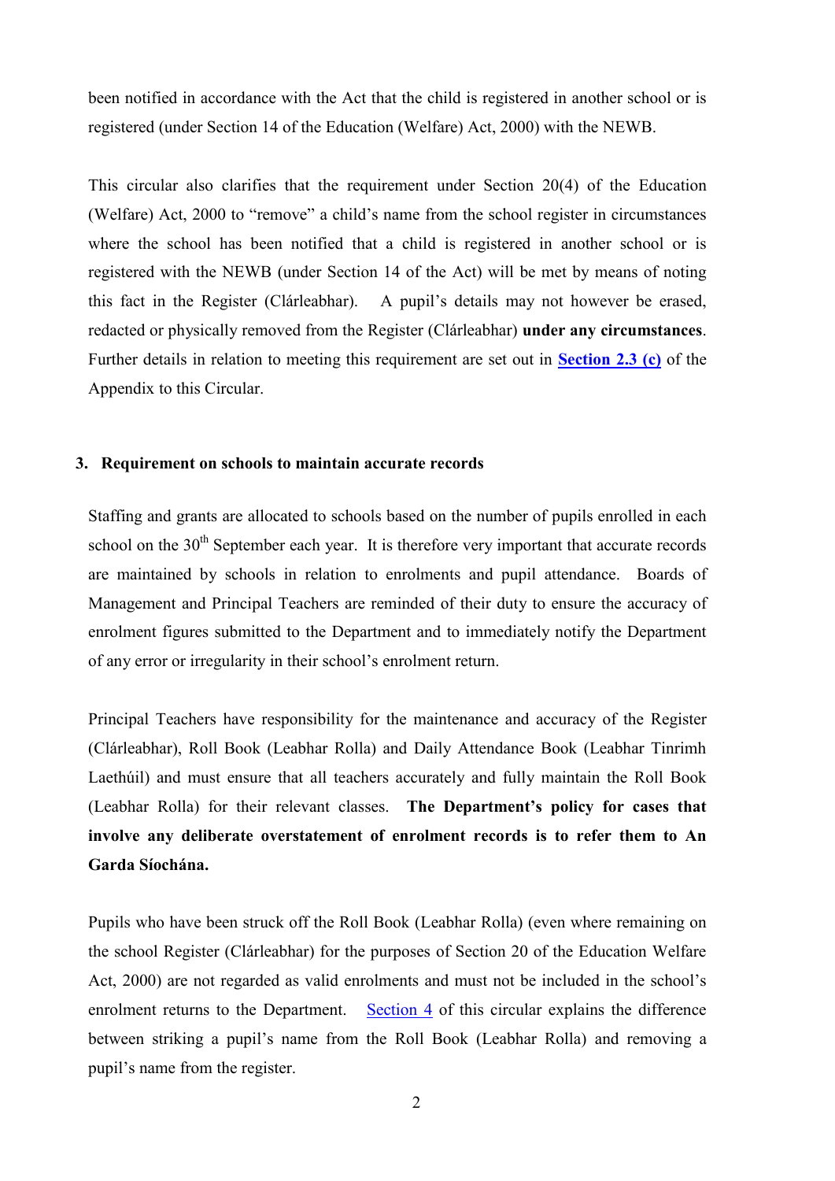been notified in accordance with the Act that the child is registered in another school or is registered (under Section 14 of the Education (Welfare) Act, 2000) with the NEWB.

This circular also clarifies that the requirement under Section 20(4) of the Education (Welfare) Act, 2000 to "remove" a child's name from the school register in circumstances where the school has been notified that a child is registered in another school or is registered with the NEWB (under Section 14 of the Act) will be met by means of noting this fact in the Register (Clárleabhar). A pupil's details may not however be erased, redacted or physically removed from the Register (Clárleabhar) **under any circumstances**. Further details in relation to meeting this requirement are set out in **Section 2.3 (c)** of the Appendix to this Circular.

### 3. Requirement on schools to maintain accurate records

Staffing and grants are allocated to schools based on the number of pupils enrolled in each school on the 30th September each year. It is therefore very important that accurate records are maintained by schools in relation to enrolments and pupil attendance. Boards of Management and Principal Teachers are reminded of their duty to ensure the accuracy of enrolment figures submitted to the Department and to immediately notify the Department of any error or irregularity in their school's enrolment return.

Principal Teachers have responsibility for the maintenance and accuracy of the Register (Clárleabhar), Roll Book (Leabhar Rolla) and Daily Attendance Book (Leabhar Tinrimh Laethúil) and must ensure that all teachers accurately and fully maintain the Roll Book (Leabhar Rolla) for their relevant classes. **The Department's policy for cases that involve any deliberate overstatement of enrolment records is to refer them to An Garda Síochána.**

Pupils who have been struck off the Roll Book (Leabhar Rolla) (even where remaining on the school Register (Clárleabhar) for the purposes of Section 20 of the Education Welfare Act, 2000) are not regarded as valid enrolments and must not be included in the school's enrolment returns to the Department. Section 4 of this circular explains the difference between striking a pupil's name from the Roll Book (Leabhar Rolla) and removing a pupil's name from the register.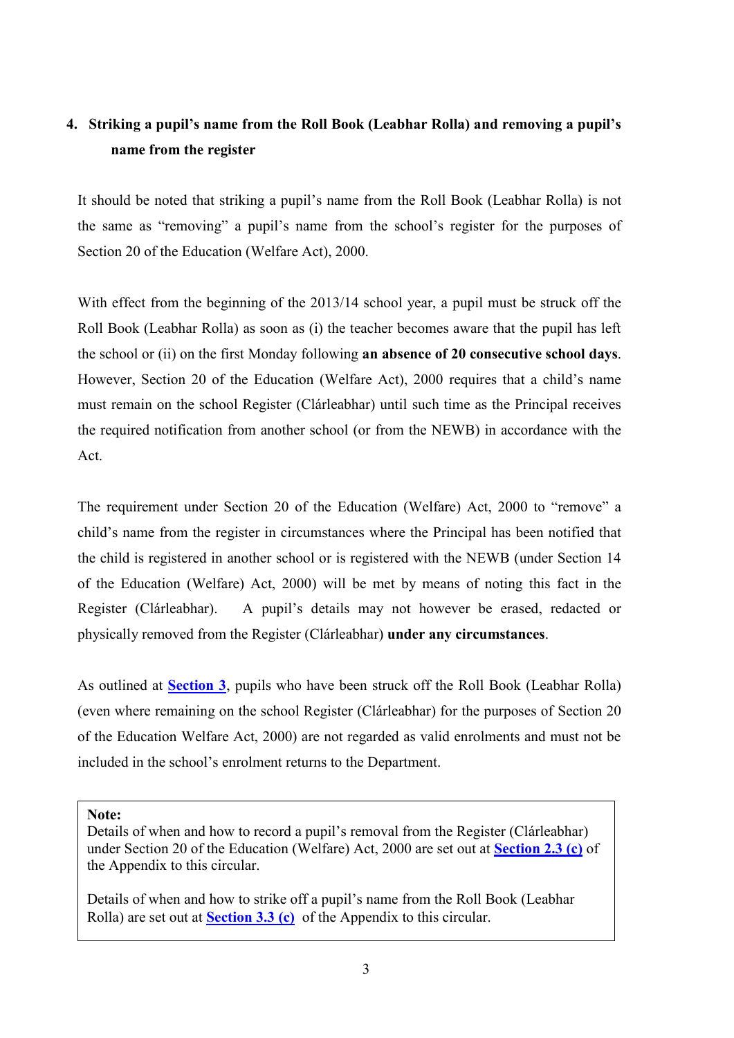## 4. Striking a pupil's name from the Roll Book (Leabhar Rolla) and removing a pupil's name from the register

It should be noted that striking a pupil's name from the Roll Book (Leabhar Rolla) is not the same as "removing" a pupil's name from the school's register for the purposes of Section 20 of the Education (Welfare Act), 2000.

With effect from the beginning of the 2013/14 school year, a pupil must be struck off the Roll Book (Leabhar Rolla) as soon as (i) the teacher becomes aware that the pupil has left the school or (ii) on the first Monday following **an absence of 20 consecutive school days**. However, Section 20 of the Education (Welfare Act), 2000 requires that a child's name must remain on the school Register (Clárleabhar) until such time as the Principal receives the required notification from another school (or from the NEWB) in accordance with the Act.

The requirement under Section 20 of the Education (Welfare) Act, 2000 to "remove" a child's name from the register in circumstances where the Principal has been notified that the child is registered in another school or is registered with the NEWB (under Section 14 of the Education (Welfare) Act, 2000) will be met by means of noting this fact in the Register (Clárleabhar). A pupil's details may not however be erased, redacted or physically removed from the Register (Clárleabhar) **under any circumstances**.

As outlined at **Section 3**, pupils who have been struck off the Roll Book (Leabhar Rolla) (even where remaining on the school Register (Clárleabhar) for the purposes of Section 20 of the Education Welfare Act, 2000) are not regarded as valid enrolments and must not be included in the school's enrolment returns to the Department.

> **Note:**
> Details of when and how to record a pupil's removal from the Register (Clárleabhar) under Section 20 of the Education (Welfare) Act, 2000 are set out at **Section 2.3 (c)** of the Appendix to this circular.
>
> Details of when and how to strike off a pupil's name from the Roll Book (Leabhar Rolla) are set out at **Section 3.3 (c)** of the Appendix to this circular.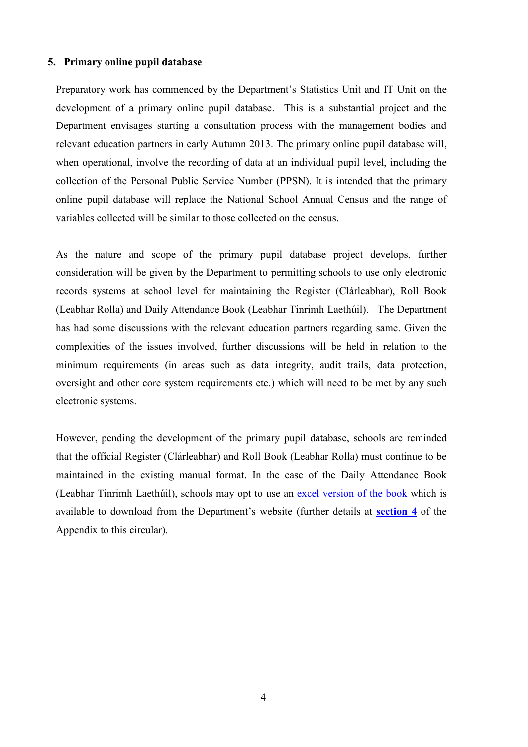## 5. Primary online pupil database

Preparatory work has commenced by the Department's Statistics Unit and IT Unit on the development of a primary online pupil database. This is a substantial project and the Department envisages starting a consultation process with the management bodies and relevant education partners in early Autumn 2013. The primary online pupil database will, when operational, involve the recording of data at an individual pupil level, including the collection of the Personal Public Service Number (PPSN). It is intended that the primary online pupil database will replace the National School Annual Census and the range of variables collected will be similar to those collected on the census.

As the nature and scope of the primary pupil database project develops, further consideration will be given by the Department to permitting schools to use only electronic records systems at school level for maintaining the Register (Clárleabhar), Roll Book (Leabhar Rolla) and Daily Attendance Book (Leabhar Tinrimh Laethúil). The Department has had some discussions with the relevant education partners regarding same. Given the complexities of the issues involved, further discussions will be held in relation to the minimum requirements (in areas such as data integrity, audit trails, data protection, oversight and other core system requirements etc.) which will need to be met by any such electronic systems.

However, pending the development of the primary pupil database, schools are reminded that the official Register (Clárleabhar) and Roll Book (Leabhar Rolla) must continue to be maintained in the existing manual format. In the case of the Daily Attendance Book (Leabhar Tinrimh Laethúil), schools may opt to use an excel version of the book which is available to download from the Department's website (further details at **section 4** of the Appendix to this circular).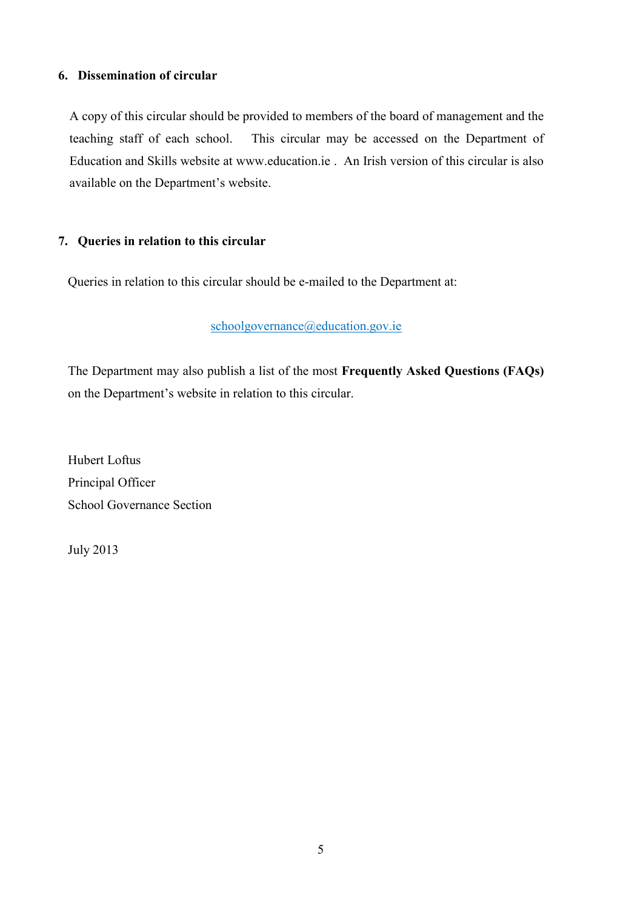## 6. Dissemination of circular

A copy of this circular should be provided to members of the board of management and the teaching staff of each school. This circular may be accessed on the Department of Education and Skills website at www.education.ie . An Irish version of this circular is also available on the Department's website.

## 7. Queries in relation to this circular

Queries in relation to this circular should be e-mailed to the Department at:

schoolgovernance@education.gov.ie

The Department may also publish a list of the most **Frequently Asked Questions (FAQs)** on the Department's website in relation to this circular.

Hubert Loftus
Principal Officer
School Governance Section

July 2013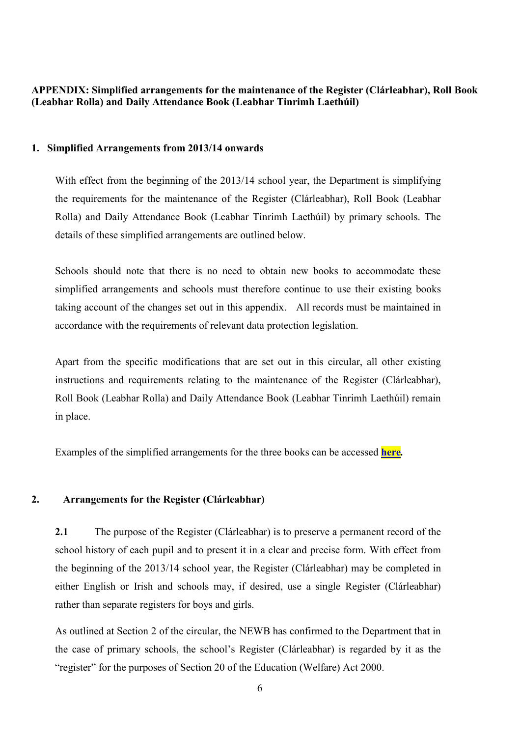**APPENDIX: Simplified arrangements for the maintenance of the Register (Clárleabhar), Roll Book (Leabhar Rolla) and Daily Attendance Book (Leabhar Tinrimh Laethúil)**

## 1. Simplified Arrangements from 2013/14 onwards

With effect from the beginning of the 2013/14 school year, the Department is simplifying the requirements for the maintenance of the Register (Clárleabhar), Roll Book (Leabhar Rolla) and Daily Attendance Book (Leabhar Tinrimh Laethúil) by primary schools. The details of these simplified arrangements are outlined below.

Schools should note that there is no need to obtain new books to accommodate these simplified arrangements and schools must therefore continue to use their existing books taking account of the changes set out in this appendix. All records must be maintained in accordance with the requirements of relevant data protection legislation.

Apart from the specific modifications that are set out in this circular, all other existing instructions and requirements relating to the maintenance of the Register (Clárleabhar), Roll Book (Leabhar Rolla) and Daily Attendance Book (Leabhar Tinrimh Laethúil) remain in place.

Examples of the simplified arrangements for the three books can be accessed **here.**

## 2. Arrangements for the Register (Clárleabhar)

**2.1** The purpose of the Register (Clárleabhar) is to preserve a permanent record of the school history of each pupil and to present it in a clear and precise form. With effect from the beginning of the 2013/14 school year, the Register (Clárleabhar) may be completed in either English or Irish and schools may, if desired, use a single Register (Clárleabhar) rather than separate registers for boys and girls.

As outlined at Section 2 of the circular, the NEWB has confirmed to the Department that in the case of primary schools, the school's Register (Clárleabhar) is regarded by it as the "register" for the purposes of Section 20 of the Education (Welfare) Act 2000.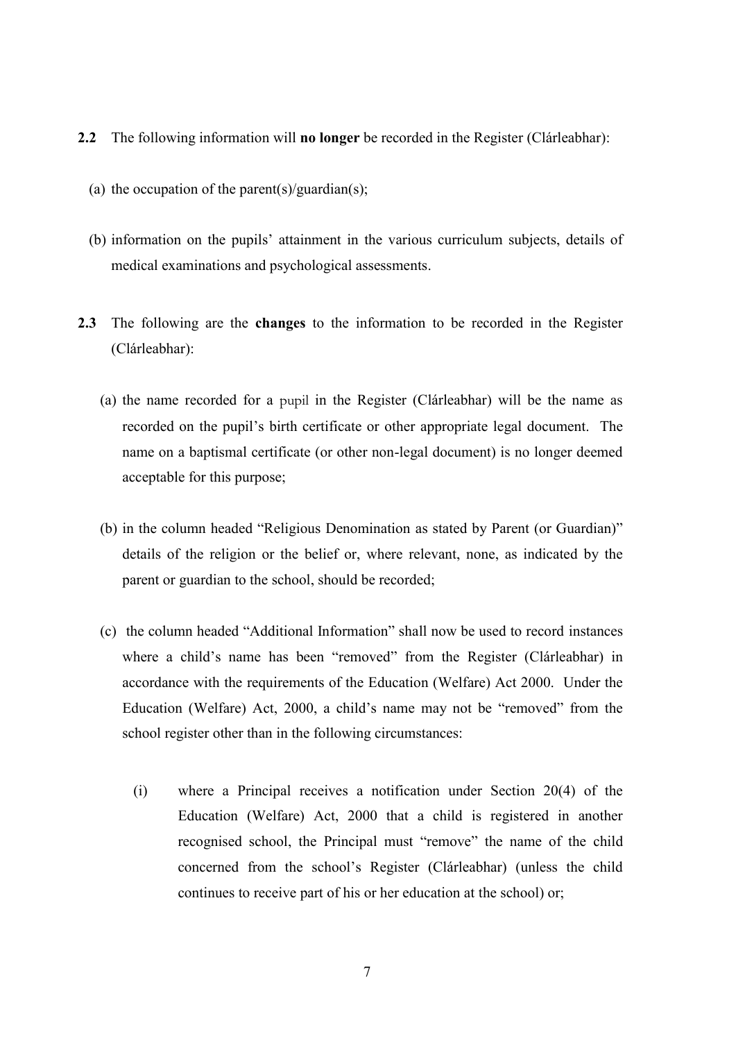**2.2** The following information will **no longer** be recorded in the Register (Clárleabhar):

(a) the occupation of the parent(s)/guardian(s);

(b) information on the pupils' attainment in the various curriculum subjects, details of medical examinations and psychological assessments.

**2.3** The following are the **changes** to the information to be recorded in the Register (Clárleabhar):

(a) the name recorded for a pupil in the Register (Clárleabhar) will be the name as recorded on the pupil's birth certificate or other appropriate legal document. The name on a baptismal certificate (or other non-legal document) is no longer deemed acceptable for this purpose;

(b) in the column headed "Religious Denomination as stated by Parent (or Guardian)" details of the religion or the belief or, where relevant, none, as indicated by the parent or guardian to the school, should be recorded;

(c) the column headed "Additional Information" shall now be used to record instances where a child's name has been "removed" from the Register (Clárleabhar) in accordance with the requirements of the Education (Welfare) Act 2000. Under the Education (Welfare) Act, 2000, a child's name may not be "removed" from the school register other than in the following circumstances:

(i) where a Principal receives a notification under Section 20(4) of the Education (Welfare) Act, 2000 that a child is registered in another recognised school, the Principal must "remove" the name of the child concerned from the school's Register (Clárleabhar) (unless the child continues to receive part of his or her education at the school) or;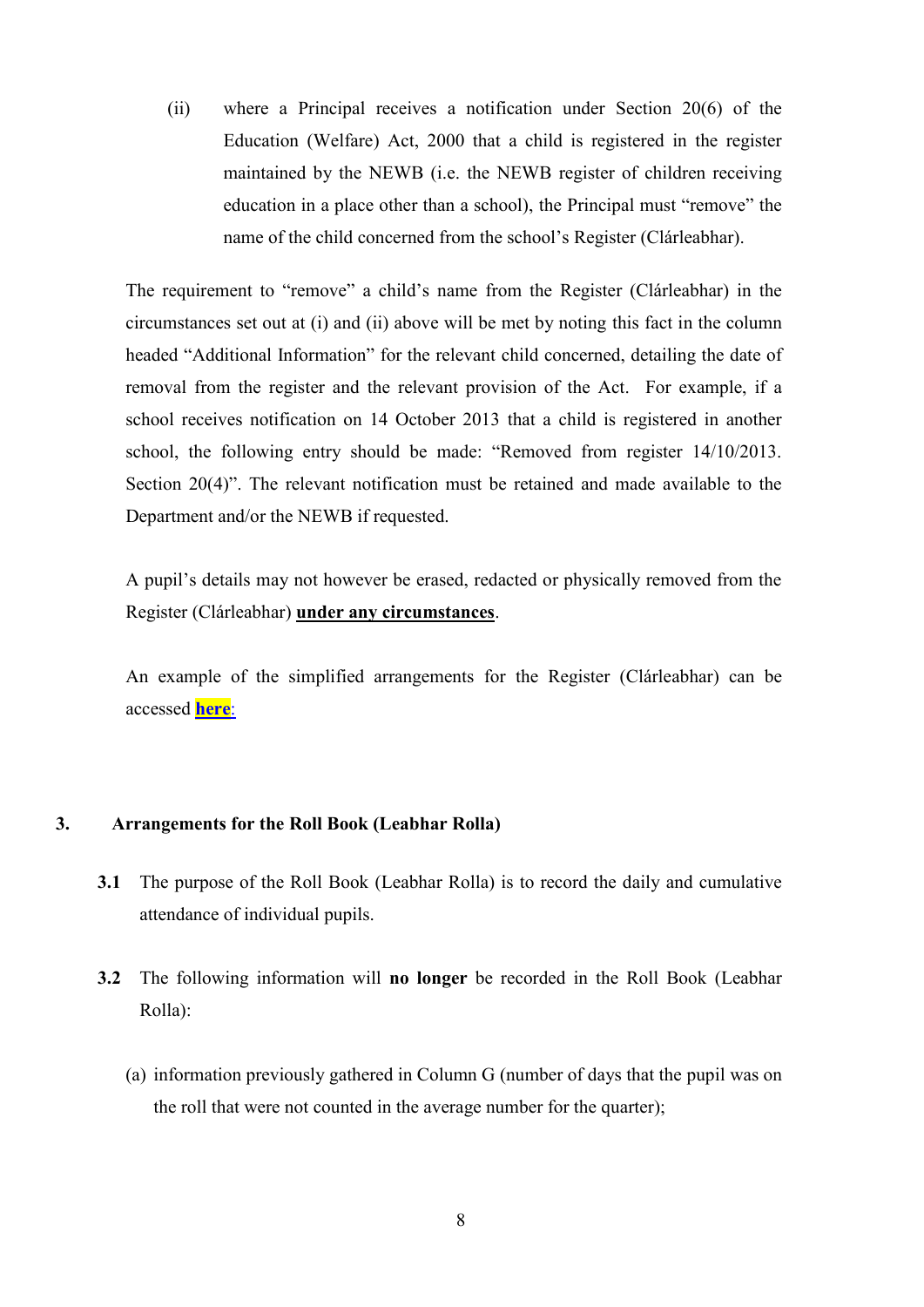(ii) where a Principal receives a notification under Section 20(6) of the Education (Welfare) Act, 2000 that a child is registered in the register maintained by the NEWB (i.e. the NEWB register of children receiving education in a place other than a school), the Principal must "remove" the name of the child concerned from the school's Register (Clárleabhar).

The requirement to "remove" a child's name from the Register (Clárleabhar) in the circumstances set out at (i) and (ii) above will be met by noting this fact in the column headed "Additional Information" for the relevant child concerned, detailing the date of removal from the register and the relevant provision of the Act. For example, if a school receives notification on 14 October 2013 that a child is registered in another school, the following entry should be made: "Removed from register 14/10/2013. Section 20(4)". The relevant notification must be retained and made available to the Department and/or the NEWB if requested.

A pupil's details may not however be erased, redacted or physically removed from the Register (Clárleabhar) **under any circumstances**.

An example of the simplified arrangements for the Register (Clárleabhar) can be accessed **here**:

## 3. Arrangements for the Roll Book (Leabhar Rolla)

**3.1** The purpose of the Roll Book (Leabhar Rolla) is to record the daily and cumulative attendance of individual pupils.

**3.2** The following information will **no longer** be recorded in the Roll Book (Leabhar Rolla):

(a) information previously gathered in Column G (number of days that the pupil was on the roll that were not counted in the average number for the quarter);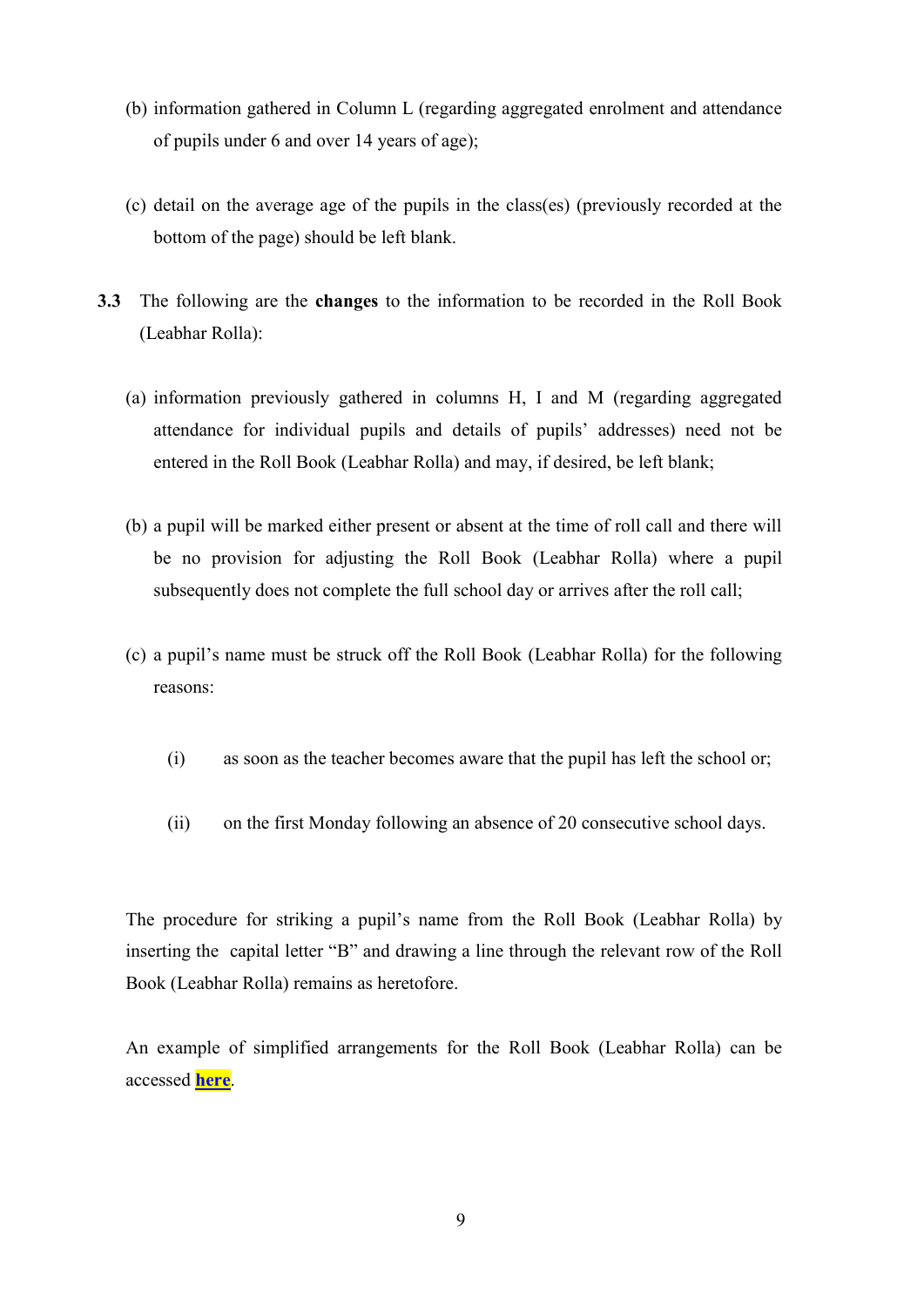(b) information gathered in Column L (regarding aggregated enrolment and attendance of pupils under 6 and over 14 years of age);

(c) detail on the average age of the pupils in the class(es) (previously recorded at the bottom of the page) should be left blank.

**3.3** The following are the **changes** to the information to be recorded in the Roll Book (Leabhar Rolla):

(a) information previously gathered in columns H, I and M (regarding aggregated attendance for individual pupils and details of pupils' addresses) need not be entered in the Roll Book (Leabhar Rolla) and may, if desired, be left blank;

(b) a pupil will be marked either present or absent at the time of roll call and there will be no provision for adjusting the Roll Book (Leabhar Rolla) where a pupil subsequently does not complete the full school day or arrives after the roll call;

(c) a pupil's name must be struck off the Roll Book (Leabhar Rolla) for the following reasons:

  (i) as soon as the teacher becomes aware that the pupil has left the school or;

  (ii) on the first Monday following an absence of 20 consecutive school days.

The procedure for striking a pupil's name from the Roll Book (Leabhar Rolla) by inserting the capital letter "B" and drawing a line through the relevant row of the Roll Book (Leabhar Rolla) remains as heretofore.

An example of simplified arrangements for the Roll Book (Leabhar Rolla) can be accessed **here**.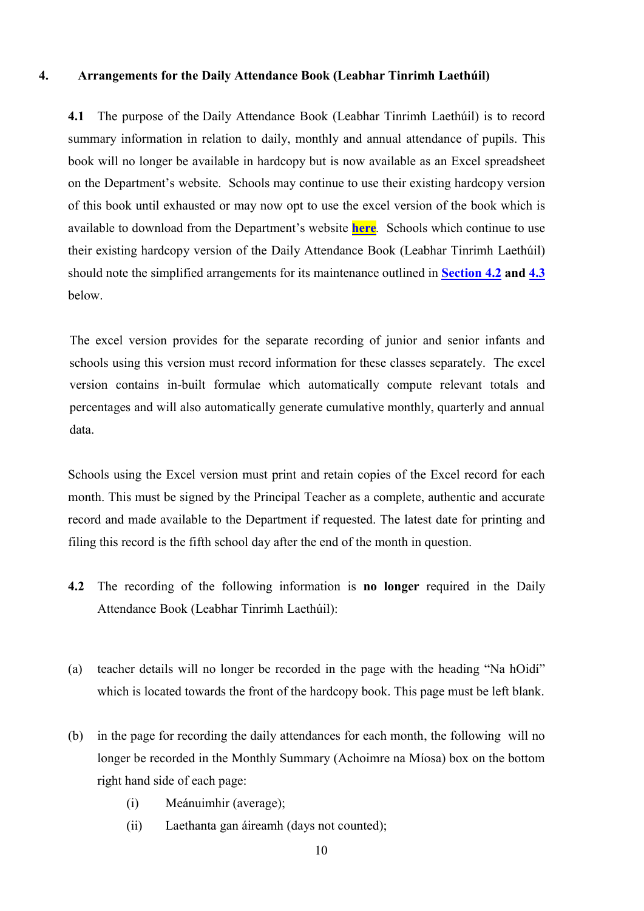## 4. Arrangements for the Daily Attendance Book (Leabhar Tinrimh Laethúil)

**4.1** The purpose of the Daily Attendance Book (Leabhar Tinrimh Laethúil) is to record summary information in relation to daily, monthly and annual attendance of pupils. This book will no longer be available in hardcopy but is now available as an Excel spreadsheet on the Department's website. Schools may continue to use their existing hardcopy version of this book until exhausted or may now opt to use the excel version of the book which is available to download from the Department's website **here**. Schools which continue to use their existing hardcopy version of the Daily Attendance Book (Leabhar Tinrimh Laethúil) should note the simplified arrangements for its maintenance outlined in **Section 4.2 and 4.3** below.

The excel version provides for the separate recording of junior and senior infants and schools using this version must record information for these classes separately. The excel version contains in-built formulae which automatically compute relevant totals and percentages and will also automatically generate cumulative monthly, quarterly and annual data.

Schools using the Excel version must print and retain copies of the Excel record for each month. This must be signed by the Principal Teacher as a complete, authentic and accurate record and made available to the Department if requested. The latest date for printing and filing this record is the fifth school day after the end of the month in question.

**4.2** The recording of the following information is **no longer** required in the Daily Attendance Book (Leabhar Tinrimh Laethúil):

(a) teacher details will no longer be recorded in the page with the heading "Na hOidí" which is located towards the front of the hardcopy book. This page must be left blank.

(b) in the page for recording the daily attendances for each month, the following will no longer be recorded in the Monthly Summary (Achoimre na Míosa) box on the bottom right hand side of each page:

- (i) Meánuimhir (average);
- (ii) Laethanta gan áireamh (days not counted);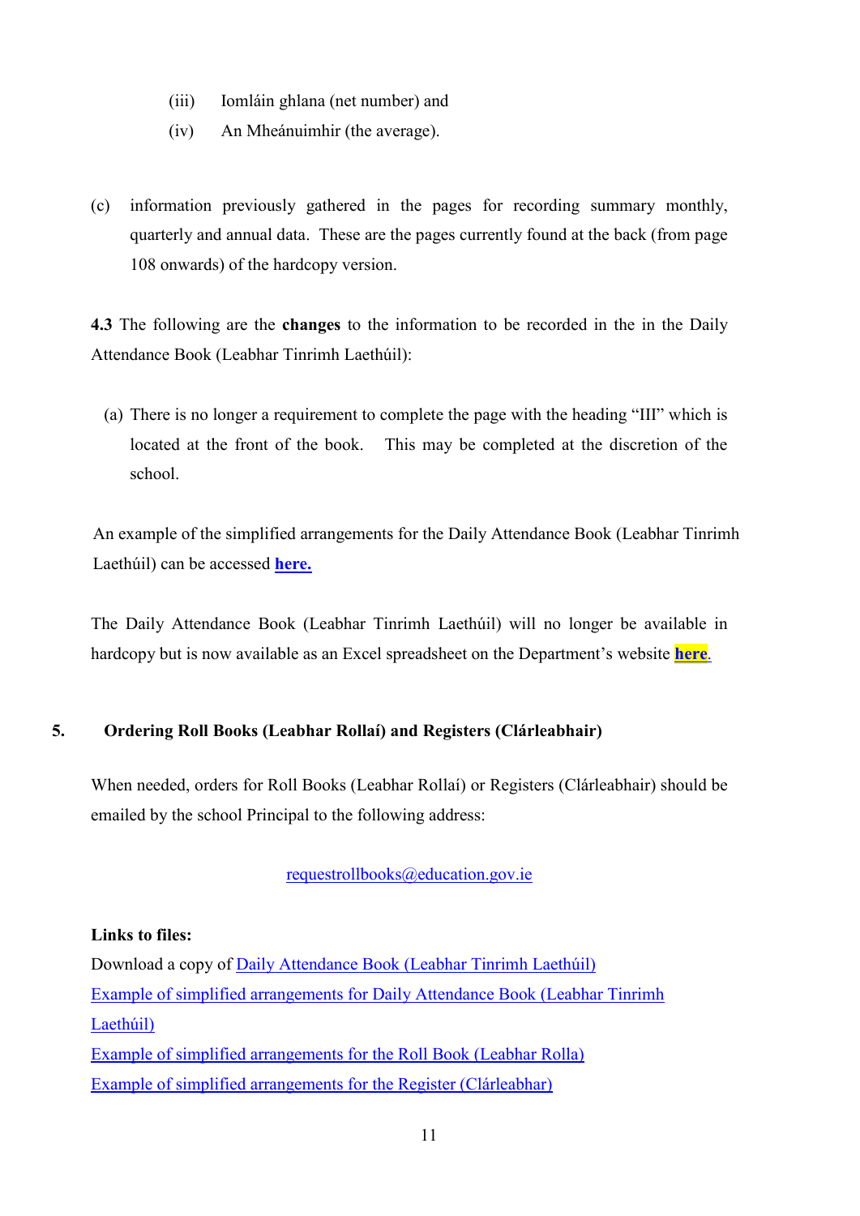(iii) Iomláin ghlana (net number) and

(iv) An Mheánuimhir (the average).

(c) information previously gathered in the pages for recording summary monthly, quarterly and annual data. These are the pages currently found at the back (from page 108 onwards) of the hardcopy version.

**4.3** The following are the **changes** to the information to be recorded in the in the Daily Attendance Book (Leabhar Tinrimh Laethúil):

(a) There is no longer a requirement to complete the page with the heading "III" which is located at the front of the book. This may be completed at the discretion of the school.

An example of the simplified arrangements for the Daily Attendance Book (Leabhar Tinrimh Laethúil) can be accessed **here.**

The Daily Attendance Book (Leabhar Tinrimh Laethúil) will no longer be available in hardcopy but is now available as an Excel spreadsheet on the Department's website **here**.

## 5. Ordering Roll Books (Leabhar Rollaí) and Registers (Clárleabhair)

When needed, orders for Roll Books (Leabhar Rollaí) or Registers (Clárleabhair) should be emailed by the school Principal to the following address:

requestrollbooks@education.gov.ie

**Links to files:**

Download a copy of Daily Attendance Book (Leabhar Tinrimh Laethúil)

Example of simplified arrangements for Daily Attendance Book (Leabhar Tinrimh Laethúil)

Example of simplified arrangements for the Roll Book (Leabhar Rolla)

Example of simplified arrangements for the Register (Clárleabhar)